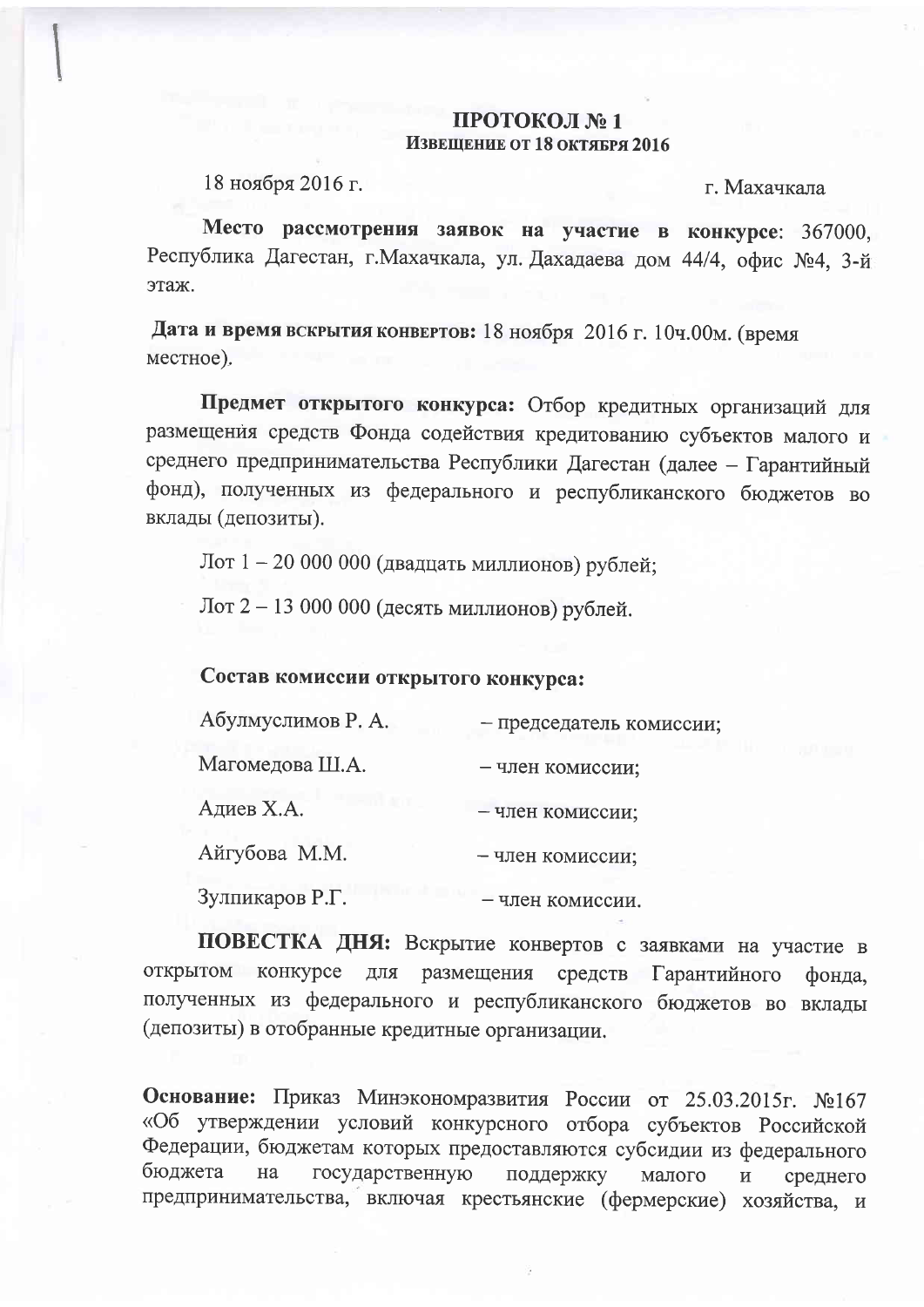# ПРОТОКОЛ № 1

**ИЗВЕЩЕНИЕ ОТ 18 ОКТЯБРЯ 2016**

18 ноября 2016 г. г. Махачкала

**Место рассмотрения заявок на участие в конкурсе**: 367000, Республика Дагестан, г.Махачкала, ул. Дахадаева дом 44/4, офис №4, 3-й этаж.

**Дата и время вскрытия конвертов:** 18 ноября 2016 г. 10ч.00м. (время местное).

**Предмет открытого конкурса:** Отбор кредитных организаций для размещения средств Фонда содействия кредитованию субъектов малого и среднего предпринимательства Республики Дагестан (далее – Гарантийный фонд), полученных из федерального и республиканского бюджетов во вклады (депозиты).

Лот 1 – 20 000 000 (двадцать миллионов) рублей;

Лот 2 – 13 000 000 (десять миллионов) рублей.

**Состав комиссии открытого конкурса:**

Абулмуслимов Р. А. – председатель комиссии;

Магомедова Ш.А. – член комиссии;

Адиев Х.А. – член комиссии;

Айгубова М.М. – член комиссии;

Зулпикаров Р.Г. – член комиссии.

**ПОВЕСТКА ДНЯ:** Вскрытие конвертов с заявками на участие в открытом конкурсе для размещения средств Гарантийного фонда, полученных из федерального и республиканского бюджетов во вклады (депозиты) в отобранные кредитные организации.

**Основание:** Приказ Минэкономразвития России от 25.03.2015г. №167 «Об утверждении условий конкурсного отбора субъектов Российской Федерации, бюджетам которых предоставляются субсидии из федерального бюджета на государственную поддержку малого и среднего предпринимательства, включая крестьянские (фермерские) хозяйства, и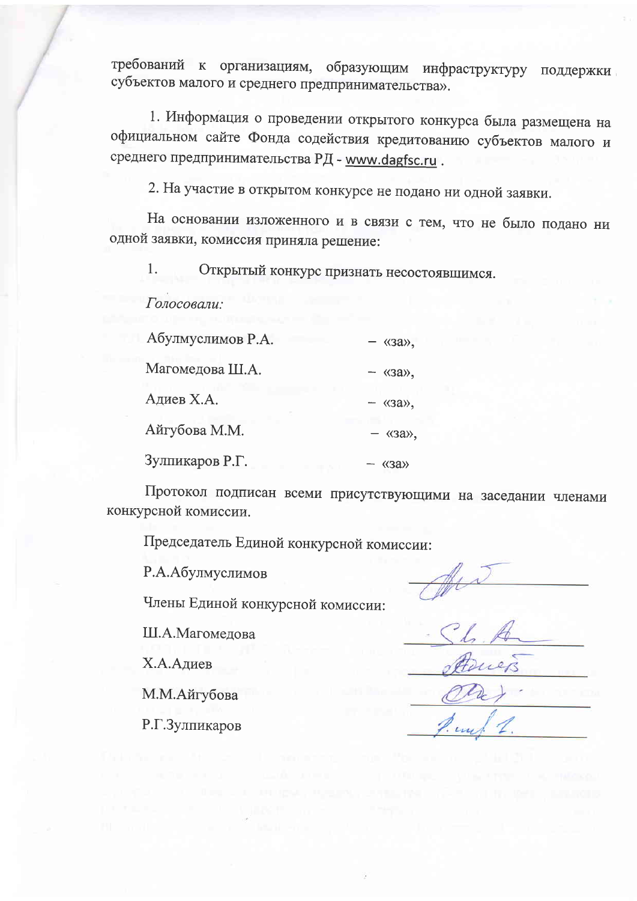требований к организациям, образующим инфраструктуру поддержки субъектов малого и среднего предпринимательства».

1. Информация о проведении открытого конкурса была размещена на официальном сайте Фонда содействия кредитованию субъектов малого и среднего предпринимательства РД - www.dagfsc.ru .

2. На участие в открытом конкурсе не подано ни одной заявки.

На основании изложенного и в связи с тем, что не было подано ни одной заявки, комиссия приняла решение:

1. Открытый конкурс признать несостоявшимся.

*Голосовали:*

Абулмуслимов Р.А. – «за»,

Магомедова Ш.А. – «за»,

Адиев Х.А. – «за»,

Айгубова М.М. – «за»,

Зулпикаров Р.Г. – «за»

Протокол подписан всеми присутствующими на заседании членами конкурсной комиссии.

Председатель Единой конкурсной комиссии:

Р.А.Абулмуслимов ____________

Члены Единой конкурсной комиссии:

Ш.А.Магомедова ____________

Х.А.Адиев ____________

М.М.Айгубова ____________

Р.Г.Зулпикаров ____________